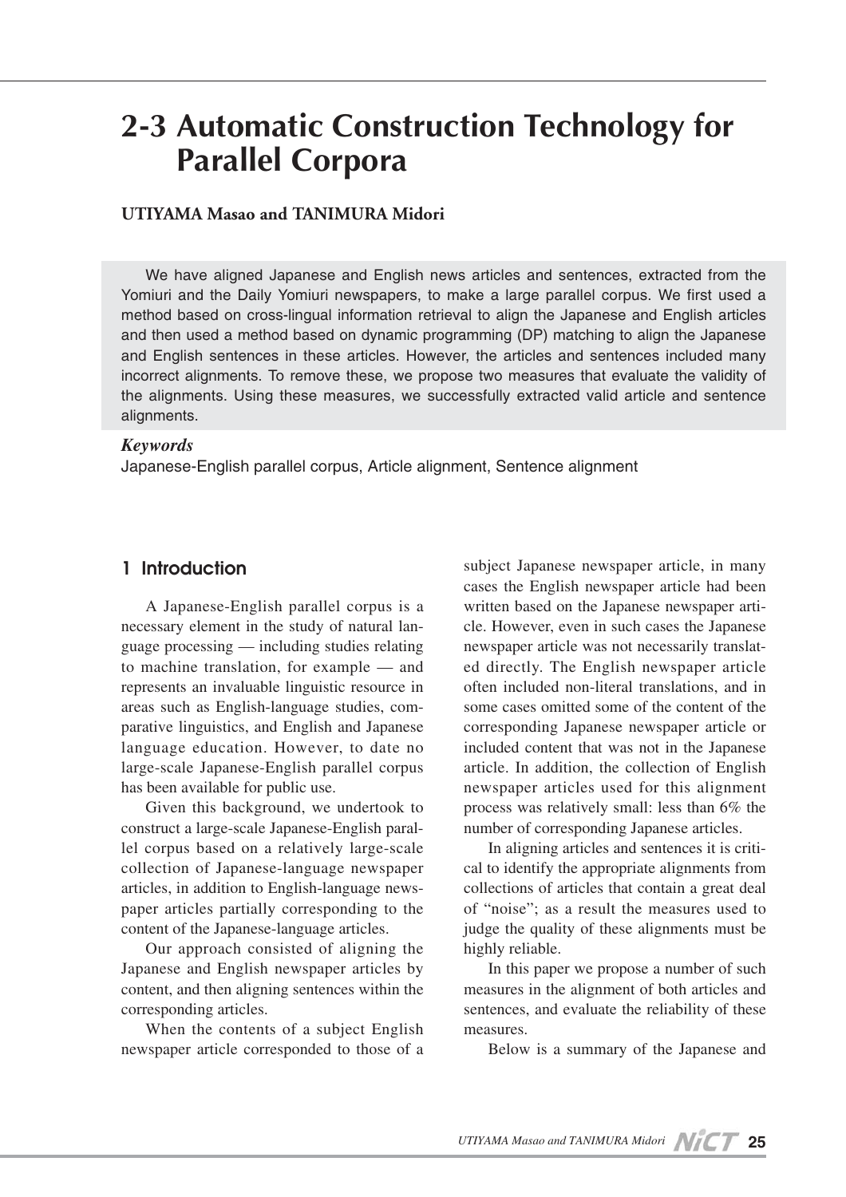# 2-3 Automatic Construction Technology for Parallel Corpora

**UTIYAMA Masao and TANIMURA Midori**

We have aligned Japanese and English news articles and sentences, extracted from the Yomiuri and the Daily Yomiuri newspapers, to make a large parallel corpus. We first used a method based on cross-lingual information retrieval to align the Japanese and English articles and then used a method based on dynamic programming (DP) matching to align the Japanese and English sentences in these articles. However, the articles and sentences included many incorrect alignments. To remove these, we propose two measures that evaluate the validity of the alignments. Using these measures, we successfully extracted valid article and sentence alignments.

***Keywords***

Japanese-English parallel corpus, Article alignment, Sentence alignment

## 1 Introduction

A Japanese-English parallel corpus is a necessary element in the study of natural language processing — including studies relating to machine translation, for example — and represents an invaluable linguistic resource in areas such as English-language studies, comparative linguistics, and English and Japanese language education. However, to date no large-scale Japanese-English parallel corpus has been available for public use.

Given this background, we undertook to construct a large-scale Japanese-English parallel corpus based on a relatively large-scale collection of Japanese-language newspaper articles, in addition to English-language newspaper articles partially corresponding to the content of the Japanese-language articles.

Our approach consisted of aligning the Japanese and English newspaper articles by content, and then aligning sentences within the corresponding articles.

When the contents of a subject English newspaper article corresponded to those of a subject Japanese newspaper article, in many cases the English newspaper article had been written based on the Japanese newspaper article. However, even in such cases the Japanese newspaper article was not necessarily translated directly. The English newspaper article often included non-literal translations, and in some cases omitted some of the content of the corresponding Japanese newspaper article or included content that was not in the Japanese article. In addition, the collection of English newspaper articles used for this alignment process was relatively small: less than 6% the number of corresponding Japanese articles.

In aligning articles and sentences it is critical to identify the appropriate alignments from collections of articles that contain a great deal of "noise"; as a result the measures used to judge the quality of these alignments must be highly reliable.

In this paper we propose a number of such measures in the alignment of both articles and sentences, and evaluate the reliability of these measures.

Below is a summary of the Japanese and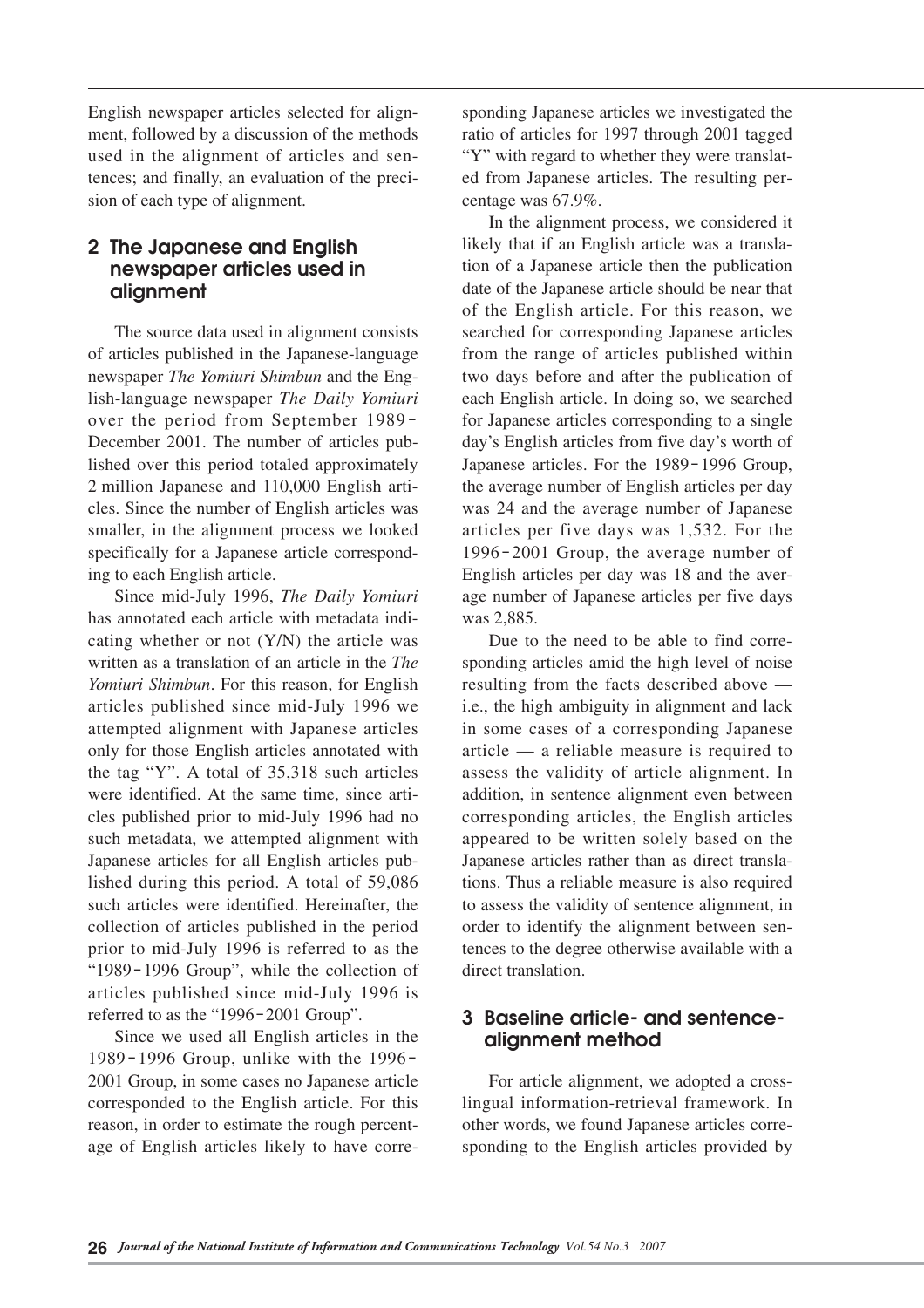English newspaper articles selected for alignment, followed by a discussion of the methods used in the alignment of articles and sentences; and finally, an evaluation of the precision of each type of alignment.

## 2 The Japanese and English newspaper articles used in alignment

The source data used in alignment consists of articles published in the Japanese-language newspaper *The Yomiuri Shimbun* and the English-language newspaper *The Daily Yomiuri* over the period from September 1989-December 2001. The number of articles published over this period totaled approximately 2 million Japanese and 110,000 English articles. Since the number of English articles was smaller, in the alignment process we looked specifically for a Japanese article corresponding to each English article.

Since mid-July 1996, *The Daily Yomiuri* has annotated each article with metadata indicating whether or not (Y/N) the article was written as a translation of an article in the *The Yomiuri Shimbun*. For this reason, for English articles published since mid-July 1996 we attempted alignment with Japanese articles only for those English articles annotated with the tag "Y". A total of 35,318 such articles were identified. At the same time, since articles published prior to mid-July 1996 had no such metadata, we attempted alignment with Japanese articles for all English articles published during this period. A total of 59,086 such articles were identified. Hereinafter, the collection of articles published in the period prior to mid-July 1996 is referred to as the "1989-1996 Group", while the collection of articles published since mid-July 1996 is referred to as the "1996-2001 Group".

Since we used all English articles in the 1989-1996 Group, unlike with the 1996-2001 Group, in some cases no Japanese article corresponded to the English article. For this reason, in order to estimate the rough percentage of English articles likely to have corresponding Japanese articles we investigated the ratio of articles for 1997 through 2001 tagged "Y" with regard to whether they were translated from Japanese articles. The resulting percentage was 67.9%.

In the alignment process, we considered it likely that if an English article was a translation of a Japanese article then the publication date of the Japanese article should be near that of the English article. For this reason, we searched for corresponding Japanese articles from the range of articles published within two days before and after the publication of each English article. In doing so, we searched for Japanese articles corresponding to a single day's English articles from five day's worth of Japanese articles. For the 1989-1996 Group, the average number of English articles per day was 24 and the average number of Japanese articles per five days was 1,532. For the 1996-2001 Group, the average number of English articles per day was 18 and the average number of Japanese articles per five days was 2,885.

Due to the need to be able to find corresponding articles amid the high level of noise resulting from the facts described above — i.e., the high ambiguity in alignment and lack in some cases of a corresponding Japanese article — a reliable measure is required to assess the validity of article alignment. In addition, in sentence alignment even between corresponding articles, the English articles appeared to be written solely based on the Japanese articles rather than as direct translations. Thus a reliable measure is also required to assess the validity of sentence alignment, in order to identify the alignment between sentences to the degree otherwise available with a direct translation.

## 3 Baseline article- and sentence-alignment method

For article alignment, we adopted a cross-lingual information-retrieval framework. In other words, we found Japanese articles corresponding to the English articles provided by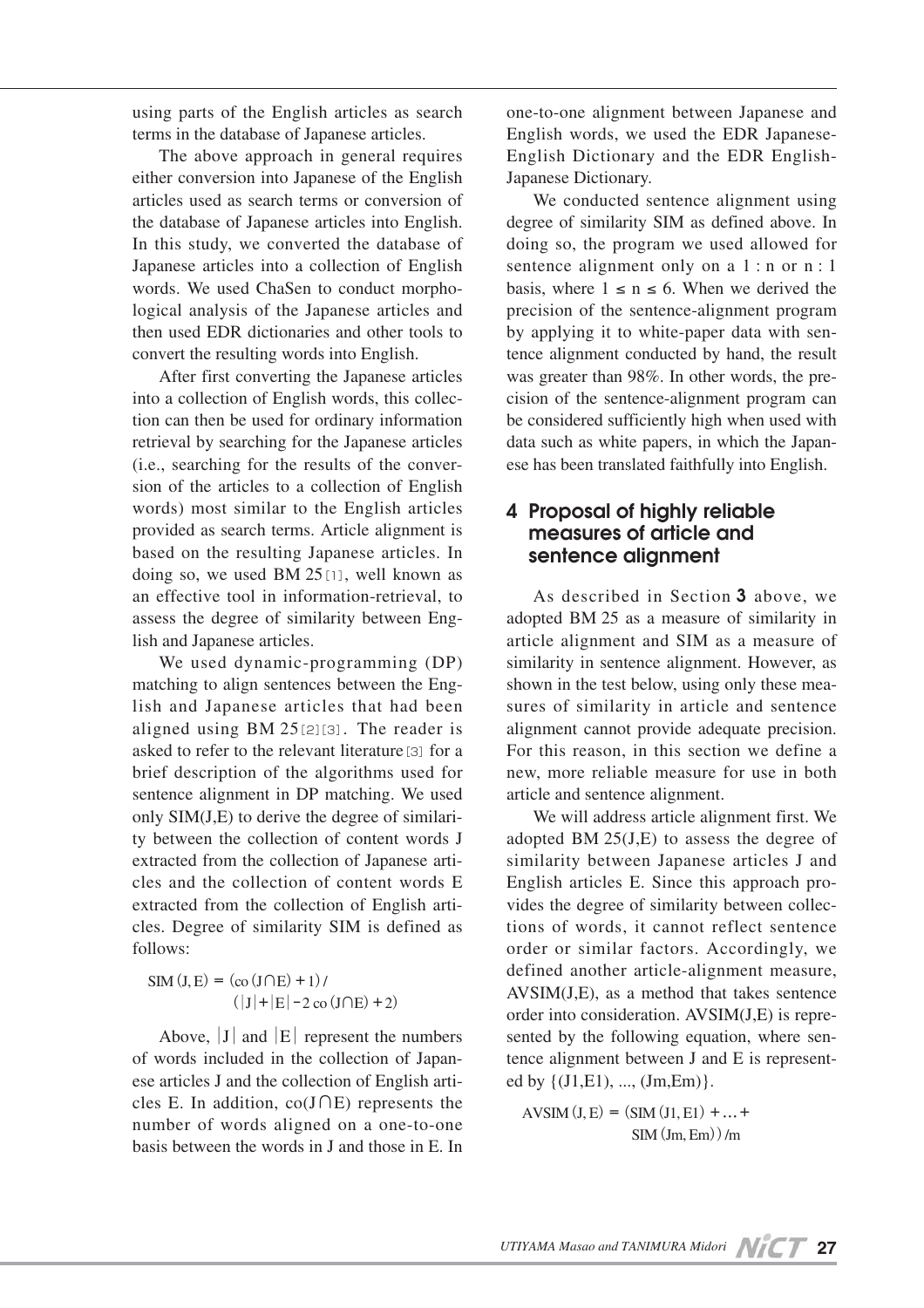using parts of the English articles as search terms in the database of Japanese articles.

The above approach in general requires either conversion into Japanese of the English articles used as search terms or conversion of the database of Japanese articles into English. In this study, we converted the database of Japanese articles into a collection of English words. We used ChaSen to conduct morphological analysis of the Japanese articles and then used EDR dictionaries and other tools to convert the resulting words into English.

After first converting the Japanese articles into a collection of English words, this collection can then be used for ordinary information retrieval by searching for the Japanese articles (i.e., searching for the results of the conversion of the articles to a collection of English words) most similar to the English articles provided as search terms. Article alignment is based on the resulting Japanese articles. In doing so, we used BM 25[1], well known as an effective tool in information-retrieval, to assess the degree of similarity between English and Japanese articles.

We used dynamic-programming (DP) matching to align sentences between the English and Japanese articles that had been aligned using BM 25[2][3]. The reader is asked to refer to the relevant literature[3] for a brief description of the algorithms used for sentence alignment in DP matching. We used only SIM(J,E) to derive the degree of similarity between the collection of content words J extracted from the collection of Japanese articles and the collection of content words E extracted from the collection of English articles. Degree of similarity SIM is defined as follows:

$$\mathrm{SIM}(J,E) = (\mathrm{co}(J \cap E) + 1) / (|J| + |E| - 2\,\mathrm{co}(J \cap E) + 2)$$

Above, $|J|$ and $|E|$ represent the numbers of words included in the collection of Japanese articles J and the collection of English articles E. In addition, $\mathrm{co}(J \cap E)$ represents the number of words aligned on a one-to-one basis between the words in J and those in E. In one-to-one alignment between Japanese and English words, we used the EDR Japanese-English Dictionary and the EDR English-Japanese Dictionary.

We conducted sentence alignment using degree of similarity SIM as defined above. In doing so, the program we used allowed for sentence alignment only on a 1 : n or n : 1 basis, where $1 \leq n \leq 6$. When we derived the precision of the sentence-alignment program by applying it to white-paper data with sentence alignment conducted by hand, the result was greater than 98%. In other words, the precision of the sentence-alignment program can be considered sufficiently high when used with data such as white papers, in which the Japanese has been translated faithfully into English.

## 4 Proposal of highly reliable measures of article and sentence alignment

As described in Section **3** above, we adopted BM 25 as a measure of similarity in article alignment and SIM as a measure of similarity in sentence alignment. However, as shown in the test below, using only these measures of similarity in article and sentence alignment cannot provide adequate precision. For this reason, in this section we define a new, more reliable measure for use in both article and sentence alignment.

We will address article alignment first. We adopted BM 25(J,E) to assess the degree of similarity between Japanese articles J and English articles E. Since this approach provides the degree of similarity between collections of words, it cannot reflect sentence order or similar factors. Accordingly, we defined another article-alignment measure, AVSIM(J,E), as a method that takes sentence order into consideration. AVSIM(J,E) is represented by the following equation, where sentence alignment between J and E is represented by {(J1,E1), ..., (Jm,Em)}.

$$\mathrm{AVSIM}(J,E) = (\mathrm{SIM}(J1,E1) + \ldots + \mathrm{SIM}(Jm,Em)) / m$$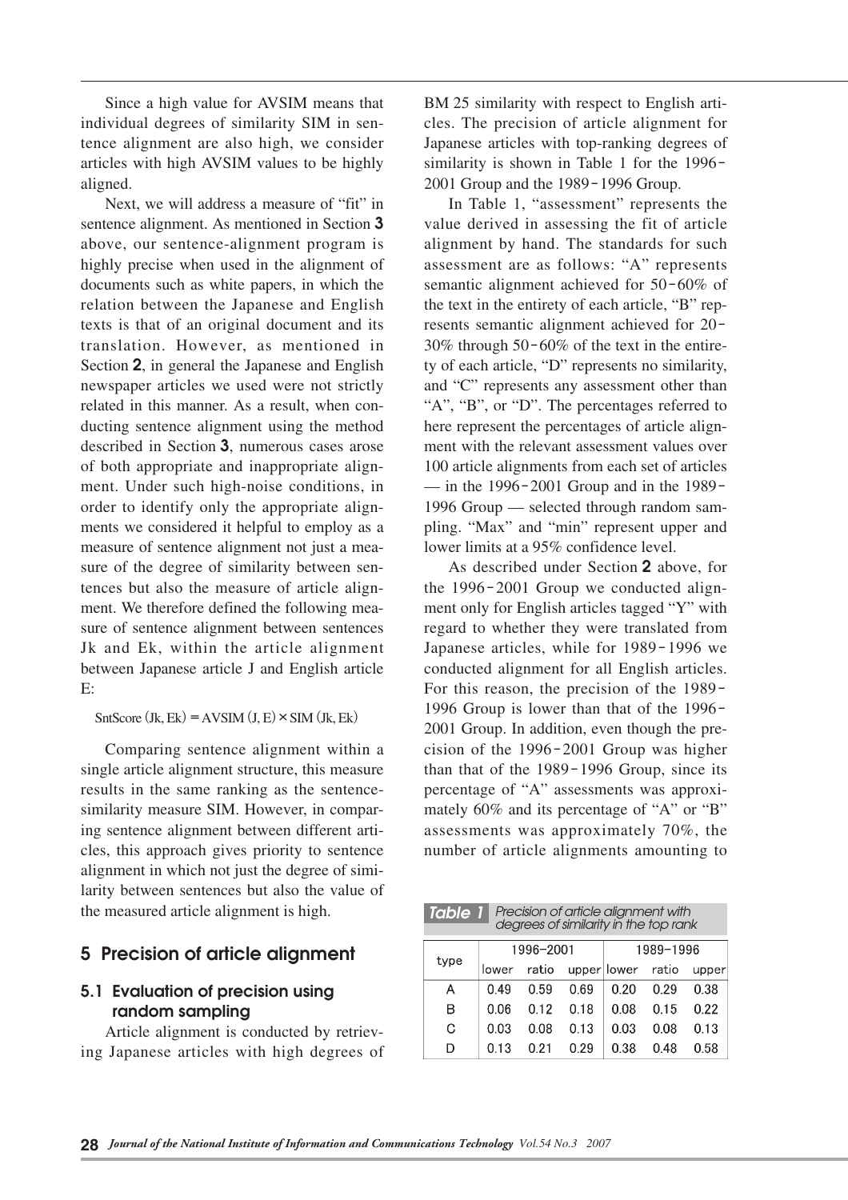Since a high value for AVSIM means that individual degrees of similarity SIM in sentence alignment are also high, we consider articles with high AVSIM values to be highly aligned.

Next, we will address a measure of "fit" in sentence alignment. As mentioned in Section **3** above, our sentence-alignment program is highly precise when used in the alignment of documents such as white papers, in which the relation between the Japanese and English texts is that of an original document and its translation. However, as mentioned in Section **2**, in general the Japanese and English newspaper articles we used were not strictly related in this manner. As a result, when conducting sentence alignment using the method described in Section **3**, numerous cases arose of both appropriate and inappropriate alignment. Under such high-noise conditions, in order to identify only the appropriate alignments we considered it helpful to employ as a measure of sentence alignment not just a measure of the degree of similarity between sentences but also the measure of article alignment. We therefore defined the following measure of sentence alignment between sentences Jk and Ek, within the article alignment between Japanese article J and English article E:

$$\mathrm{SntScore}(Jk, Ek) = \mathrm{AVSIM}(J, E) \times \mathrm{SIM}(Jk, Ek)$$

Comparing sentence alignment within a single article alignment structure, this measure results in the same ranking as the sentence-similarity measure SIM. However, in comparing sentence alignment between different articles, this approach gives priority to sentence alignment in which not just the degree of similarity between sentences but also the value of the measured article alignment is high.

## 5 Precision of article alignment

### 5.1 Evaluation of precision using random sampling

Article alignment is conducted by retrieving Japanese articles with high degrees of BM 25 similarity with respect to English articles. The precision of article alignment for Japanese articles with top-ranking degrees of similarity is shown in Table 1 for the 1996-2001 Group and the 1989-1996 Group.

In Table 1, "assessment" represents the value derived in assessing the fit of article alignment by hand. The standards for such assessment are as follows: "A" represents semantic alignment achieved for 50-60% of the text in the entirety of each article, "B" represents semantic alignment achieved for 20-30% through 50-60% of the text in the entirety of each article, "D" represents no similarity, and "C" represents any assessment other than "A", "B", or "D". The percentages referred to here represent the percentages of article alignment with the relevant assessment values over 100 article alignments from each set of articles — in the 1996-2001 Group and in the 1989-1996 Group — selected through random sampling. "Max" and "min" represent upper and lower limits at a 95% confidence level.

As described under Section **2** above, for the 1996-2001 Group we conducted alignment only for English articles tagged "Y" with regard to whether they were translated from Japanese articles, while for 1989-1996 we conducted alignment for all English articles. For this reason, the precision of the 1989-1996 Group is lower than that of the 1996-2001 Group. In addition, even though the precision of the 1996-2001 Group was higher than that of the 1989-1996 Group, since its percentage of "A" assessments was approximately 60% and its percentage of "A" or "B" assessments was approximately 70%, the number of article alignments amounting to

**Table 1** Precision of article alignment with degrees of similarity in the top rank

| type | 1996–2001 | | | 1989–1996 | | |
|---|---|---|---|---|---|---|
| | lower | ratio | upper | lower | ratio | upper |
| A | 0.49 | 0.59 | 0.69 | 0.20 | 0.29 | 0.38 |
| B | 0.06 | 0.12 | 0.18 | 0.08 | 0.15 | 0.22 |
| C | 0.03 | 0.08 | 0.13 | 0.03 | 0.08 | 0.13 |
| D | 0.13 | 0.21 | 0.29 | 0.38 | 0.48 | 0.58 |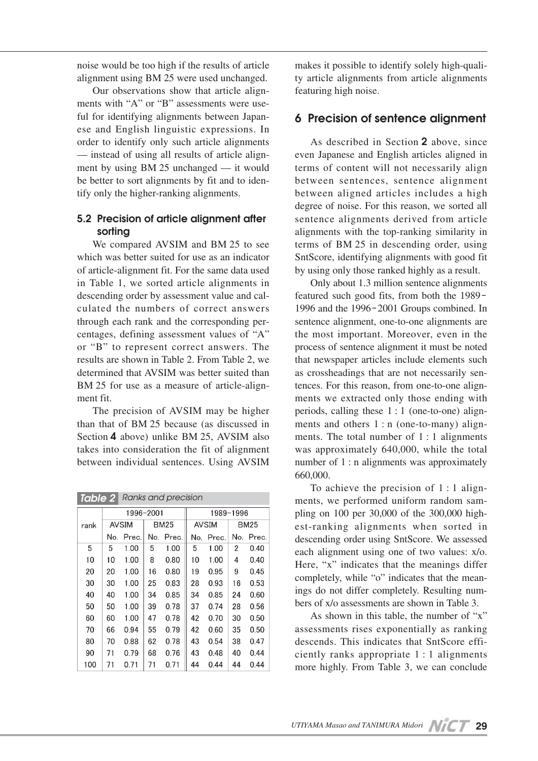noise would be too high if the results of article alignment using BM 25 were used unchanged.

Our observations show that article alignments with "A" or "B" assessments were useful for identifying alignments between Japanese and English linguistic expressions. In order to identify only such article alignments — instead of using all results of article alignment by using BM 25 unchanged — it would be better to sort alignments by fit and to identify only the higher-ranking alignments.

### 5.2 Precision of article alignment after sorting

We compared AVSIM and BM 25 to see which was better suited for use as an indicator of article-alignment fit. For the same data used in Table 1, we sorted article alignments in descending order by assessment value and calculated the numbers of correct answers through each rank and the corresponding percentages, defining assessment values of "A" or "B" to represent correct answers. The results are shown in Table 2. From Table 2, we determined that AVSIM was better suited than BM 25 for use as a measure of article-alignment fit.

The precision of AVSIM may be higher than that of BM 25 because (as discussed in Section **4** above) unlike BM 25, AVSIM also takes into consideration the fit of alignment between individual sentences. Using AVSIM makes it possible to identify solely high-quality article alignments from article alignments featuring high noise.

**Table 2** Ranks and precision

| rank | 1996-2001 | | | | 1989-1996 | | | |
|---|---|---|---|---|---|---|---|---|
| | AVSIM | | BM25 | | AVSIM | | BM25 | |
| | No. | Prec. | No. | Prec. | No. | Prec. | No. | Prec. |
| 5 | 5 | 1.00 | 5 | 1.00 | 5 | 1.00 | 2 | 0.40 |
| 10 | 10 | 1.00 | 8 | 0.80 | 10 | 1.00 | 4 | 0.40 |
| 20 | 20 | 1.00 | 16 | 0.80 | 19 | 0.95 | 9 | 0.45 |
| 30 | 30 | 1.00 | 25 | 0.83 | 28 | 0.93 | 16 | 0.53 |
| 40 | 40 | 1.00 | 34 | 0.85 | 34 | 0.85 | 24 | 0.60 |
| 50 | 50 | 1.00 | 39 | 0.78 | 37 | 0.74 | 28 | 0.56 |
| 60 | 60 | 1.00 | 47 | 0.78 | 42 | 0.70 | 30 | 0.50 |
| 70 | 66 | 0.94 | 55 | 0.79 | 42 | 0.60 | 35 | 0.50 |
| 80 | 70 | 0.88 | 62 | 0.78 | 43 | 0.54 | 38 | 0.47 |
| 90 | 71 | 0.79 | 68 | 0.76 | 43 | 0.48 | 40 | 0.44 |
| 100 | 71 | 0.71 | 71 | 0.71 | 44 | 0.44 | 44 | 0.44 |

## 6 Precision of sentence alignment

As described in Section **2** above, since even Japanese and English articles aligned in terms of content will not necessarily align between sentences, sentence alignment between aligned articles includes a high degree of noise. For this reason, we sorted all sentence alignments derived from article alignments with the top-ranking similarity in terms of BM 25 in descending order, using SntScore, identifying alignments with good fit by using only those ranked highly as a result.

Only about 1.3 million sentence alignments featured such good fits, from both the 1989-1996 and the 1996-2001 Groups combined. In sentence alignment, one-to-one alignments are the most important. Moreover, even in the process of sentence alignment it must be noted that newspaper articles include elements such as crossheadings that are not necessarily sentences. For this reason, from one-to-one alignments we extracted only those ending with periods, calling these 1 : 1 (one-to-one) alignments and others 1 : n (one-to-many) alignments. The total number of 1 : 1 alignments was approximately 640,000, while the total number of 1 : n alignments was approximately 660,000.

To achieve the precision of 1 : 1 alignments, we performed uniform random sampling on 100 per 30,000 of the 300,000 highest-ranking alignments when sorted in descending order using SntScore. We assessed each alignment using one of two values: x/o. Here, "x" indicates that the meanings differ completely, while "o" indicates that the meanings do not differ completely. Resulting numbers of x/o assessments are shown in Table 3.

As shown in this table, the number of "x" assessments rises exponentially as ranking descends. This indicates that SntScore efficiently ranks appropriate 1 : 1 alignments more highly. From Table 3, we can conclude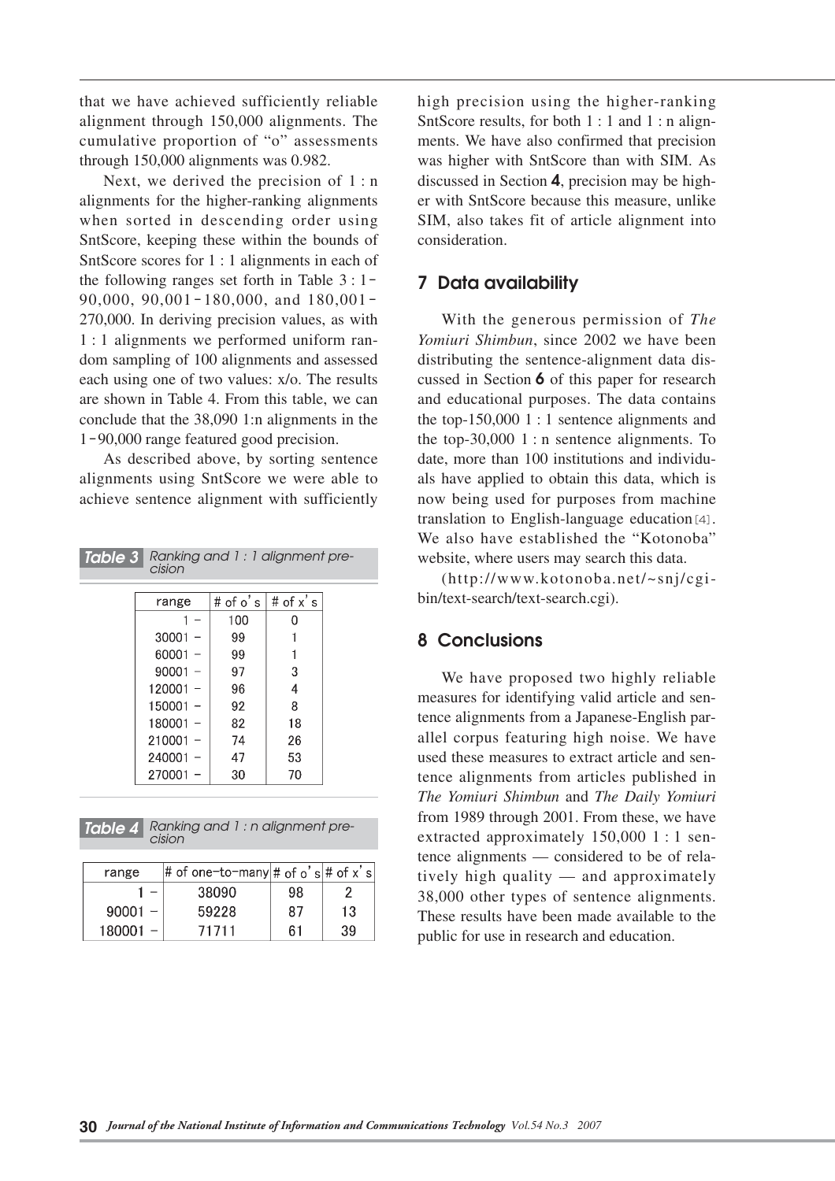that we have achieved sufficiently reliable alignment through 150,000 alignments. The cumulative proportion of "o" assessments through 150,000 alignments was 0.982.

Next, we derived the precision of 1 : n alignments for the higher-ranking alignments when sorted in descending order using SntScore, keeping these within the bounds of SntScore scores for 1 : 1 alignments in each of the following ranges set forth in Table 3 : 1-90,000, 90,001-180,000, and 180,001-270,000. In deriving precision values, as with 1 : 1 alignments we performed uniform random sampling of 100 alignments and assessed each using one of two values: x/o. The results are shown in Table 4. From this table, we can conclude that the 38,090 1:n alignments in the 1-90,000 range featured good precision.

As described above, by sorting sentence alignments using SntScore we were able to achieve sentence alignment with sufficiently high precision using the higher-ranking SntScore results, for both 1 : 1 and 1 : n alignments. We have also confirmed that precision was higher with SntScore than with SIM. As discussed in Section **4**, precision may be higher with SntScore because this measure, unlike SIM, also takes fit of article alignment into consideration.

**Table 3** Ranking and 1 : 1 alignment precision

| range | # of o's | # of x's |
|---|---|---|
| 1 – | 100 | 0 |
| 30001 – | 99 | 1 |
| 60001 – | 99 | 1 |
| 90001 – | 97 | 3 |
| 120001 – | 96 | 4 |
| 150001 – | 92 | 8 |
| 180001 – | 82 | 18 |
| 210001 – | 74 | 26 |
| 240001 – | 47 | 53 |
| 270001 – | 30 | 70 |

**Table 4** Ranking and 1 : n alignment precision

| range | # of one-to-many | # of o's | # of x's |
|---|---|---|---|
| 1 – | 38090 | 98 | 2 |
| 90001 – | 59228 | 87 | 13 |
| 180001 – | 71711 | 61 | 39 |

## 7 Data availability

With the generous permission of *The Yomiuri Shimbun*, since 2002 we have been distributing the sentence-alignment data discussed in Section **6** of this paper for research and educational purposes. The data contains the top-150,000 1 : 1 sentence alignments and the top-30,000 1 : n sentence alignments. To date, more than 100 institutions and individuals have applied to obtain this data, which is now being used for purposes from machine translation to English-language education[4]. We also have established the "Kotonoba" website, where users may search this data.

(http://www.kotonoba.net/~snj/cgi-bin/text-search/text-search.cgi).

## 8 Conclusions

We have proposed two highly reliable measures for identifying valid article and sentence alignments from a Japanese-English parallel corpus featuring high noise. We have used these measures to extract article and sentence alignments from articles published in *The Yomiuri Shimbun* and *The Daily Yomiuri* from 1989 through 2001. From these, we have extracted approximately 150,000 1 : 1 sentence alignments — considered to be of relatively high quality — and approximately 38,000 other types of sentence alignments. These results have been made available to the public for use in research and education.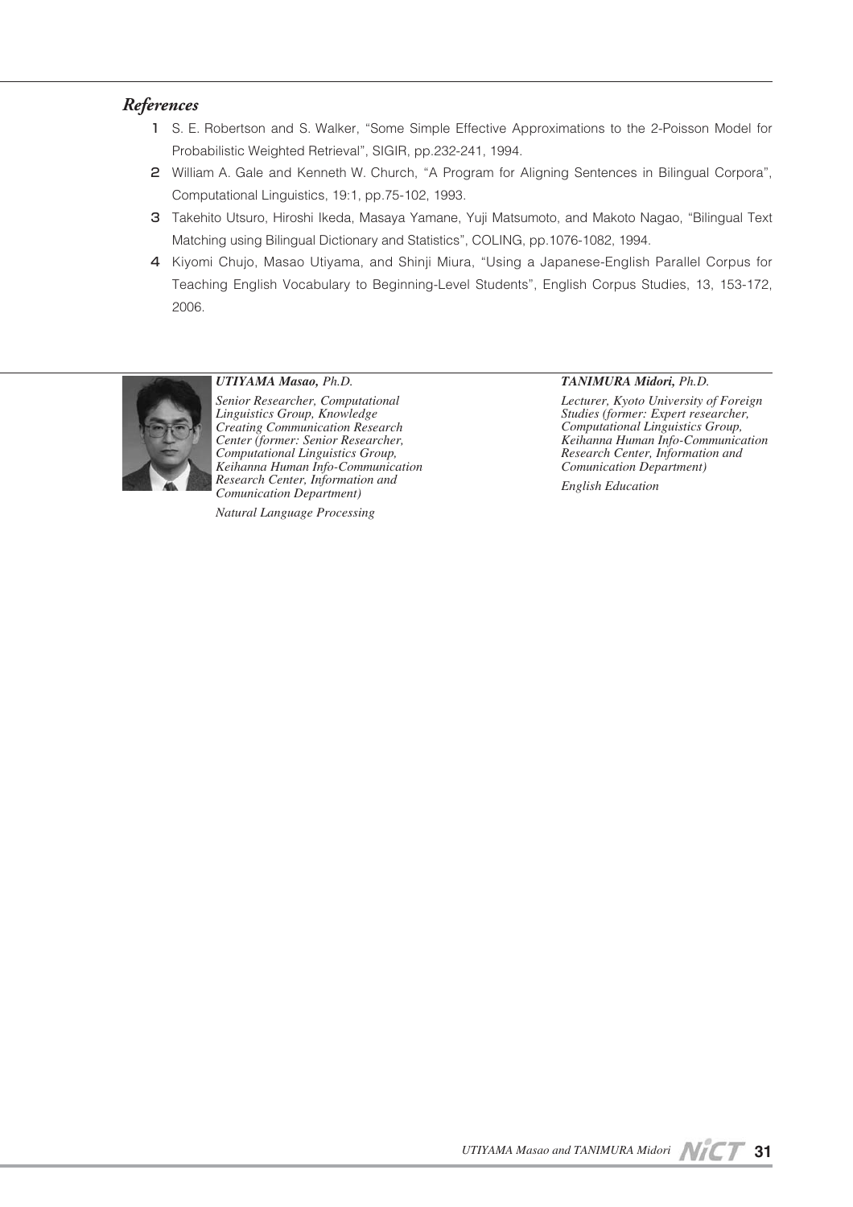### *References*

1. S. E. Robertson and S. Walker, "Some Simple Effective Approximations to the 2-Poisson Model for Probabilistic Weighted Retrieval", SIGIR, pp.232-241, 1994.
2. William A. Gale and Kenneth W. Church, "A Program for Aligning Sentences in Bilingual Corpora", Computational Linguistics, 19:1, pp.75-102, 1993.
3. Takehito Utsuro, Hiroshi Ikeda, Masaya Yamane, Yuji Matsumoto, and Makoto Nagao, "Bilingual Text Matching using Bilingual Dictionary and Statistics", COLING, pp.1076-1082, 1994.
4. Kiyomi Chujo, Masao Utiyama, and Shinji Miura, "Using a Japanese-English Parallel Corpus for Teaching English Vocabulary to Beginning-Level Students", English Corpus Studies, 13, 153-172, 2006.

***UTIYAMA Masao,*** *Ph.D.*

*Senior Researcher, Computational Linguistics Group, Knowledge Creating Communication Research Center (former: Senior Researcher, Computational Linguistics Group, Keihanna Human Info-Communication Research Center, Information and Comunication Department)*

*Natural Language Processing*

***TANIMURA Midori,*** *Ph.D.*

*Lecturer, Kyoto University of Foreign Studies (former: Expert researcher, Computational Linguistics Group, Keihanna Human Info-Communication Research Center, Information and Comunication Department)*

*English Education*